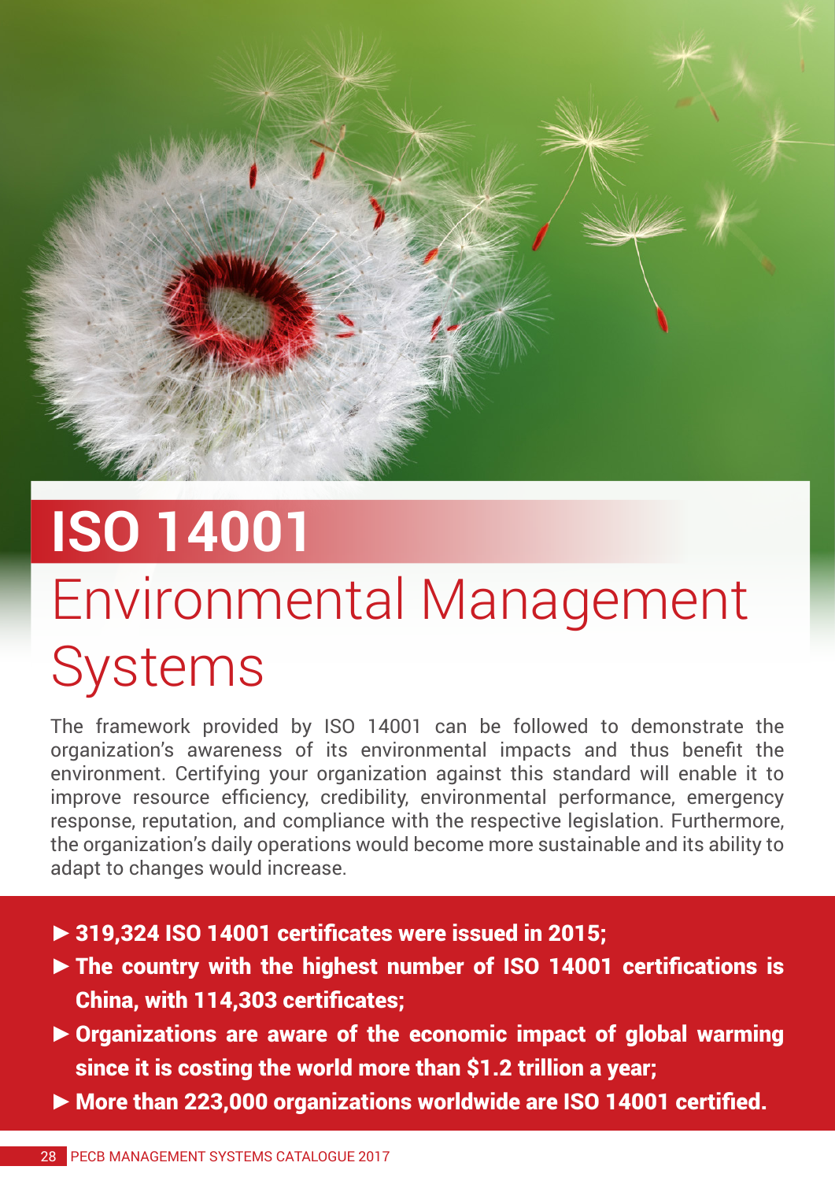# ISO 14001

## Environmental Management Systems

The framework provided by ISO 14001 can be followed to demonstrate the organization's awareness of its environmental impacts and thus benefit the environment. Certifying your organization against this standard will enable it to improve resource efficiency, credibility, environmental performance, emergency response, reputation, and compliance with the respective legislation. Furthermore, the organization's daily operations would become more sustainable and its ability to adapt to changes would increase.

- **319,324 ISO 14001 certificates were issued in 2015;**
- **The country with the highest number of ISO 14001 certifications is China, with 114,303 certificates;**
- **Organizations are aware of the economic impact of global warming since it is costing the world more than $1.2 trillion a year;**
- **More than 223,000 organizations worldwide are ISO 14001 certified.**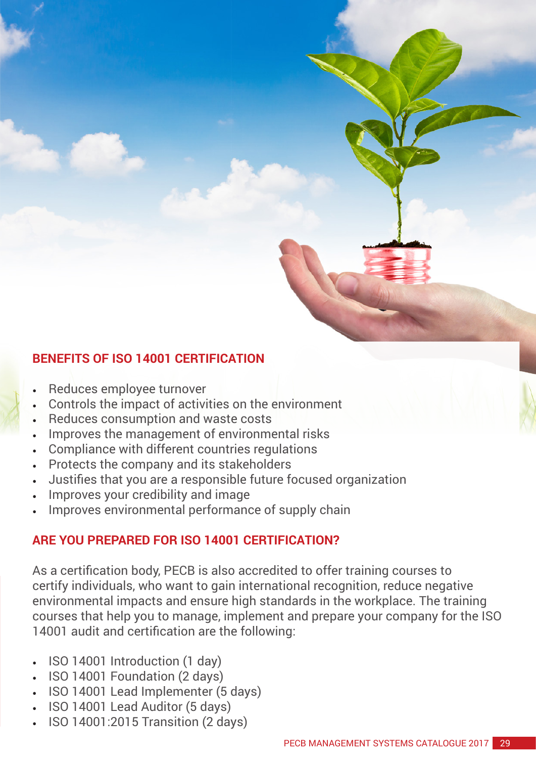## BENEFITS OF ISO 14001 CERTIFICATION

- Reduces employee turnover
- Controls the impact of activities on the environment
- Reduces consumption and waste costs
- Improves the management of environmental risks
- Compliance with different countries regulations
- Protects the company and its stakeholders
- Justifies that you are a responsible future focused organization
- Improves your credibility and image
- Improves environmental performance of supply chain

## ARE YOU PREPARED FOR ISO 14001 CERTIFICATION?

As a certification body, PECB is also accredited to offer training courses to certify individuals, who want to gain international recognition, reduce negative environmental impacts and ensure high standards in the workplace. The training courses that help you to manage, implement and prepare your company for the ISO 14001 audit and certification are the following:

- ISO 14001 Introduction (1 day)
- ISO 14001 Foundation (2 days)
- ISO 14001 Lead Implementer (5 days)
- ISO 14001 Lead Auditor (5 days)
- ISO 14001:2015 Transition (2 days)